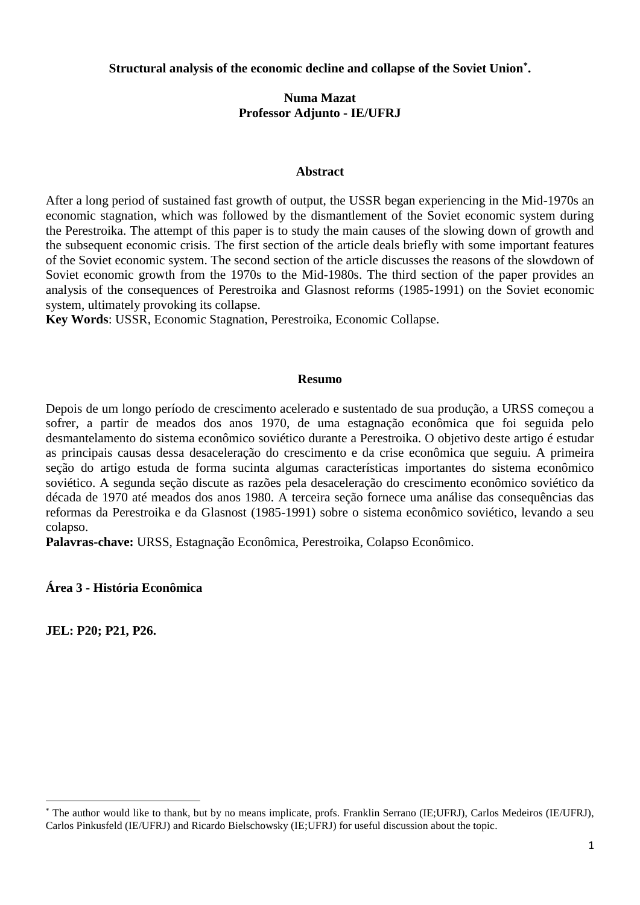# Structural analysis of the economic decline and collapse of the Soviet Union[*].

**Numa Mazat**
**Professor Adjunto - IE/UFRJ**

## Abstract

After a long period of sustained fast growth of output, the USSR began experiencing in the Mid-1970s an economic stagnation, which was followed by the dismantlement of the Soviet economic system during the Perestroika. The attempt of this paper is to study the main causes of the slowing down of growth and the subsequent economic crisis. The first section of the article deals briefly with some important features of the Soviet economic system. The second section of the article discusses the reasons of the slowdown of Soviet economic growth from the 1970s to the Mid-1980s. The third section of the paper provides an analysis of the consequences of Perestroika and Glasnost reforms (1985-1991) on the Soviet economic system, ultimately provoking its collapse.

**Key Words**: USSR, Economic Stagnation, Perestroika, Economic Collapse.

## Resumo

Depois de um longo período de crescimento acelerado e sustentado de sua produção, a URSS começou a sofrer, a partir de meados dos anos 1970, de uma estagnação econômica que foi seguida pelo desmantelamento do sistema econômico soviético durante a Perestroika. O objetivo deste artigo é estudar as principais causas dessa desaceleração do crescimento e da crise econômica que seguiu. A primeira seção do artigo estuda de forma sucinta algumas características importantes do sistema econômico soviético. A segunda seção discute as razões pela desaceleração do crescimento econômico soviético da década de 1970 até meados dos anos 1980. A terceira seção fornece uma análise das consequências das reformas da Perestroika e da Glasnost (1985-1991) sobre o sistema econômico soviético, levando a seu colapso.

**Palavras-chave:** URSS, Estagnação Econômica, Perestroika, Colapso Econômico.

**Área 3 - História Econômica**

**JEL: P20; P21, P26.**

---

[*] The author would like to thank, but by no means implicate, profs. Franklin Serrano (IE;UFRJ), Carlos Medeiros (IE/UFRJ), Carlos Pinkusfeld (IE/UFRJ) and Ricardo Bielschowsky (IE;UFRJ) for useful discussion about the topic.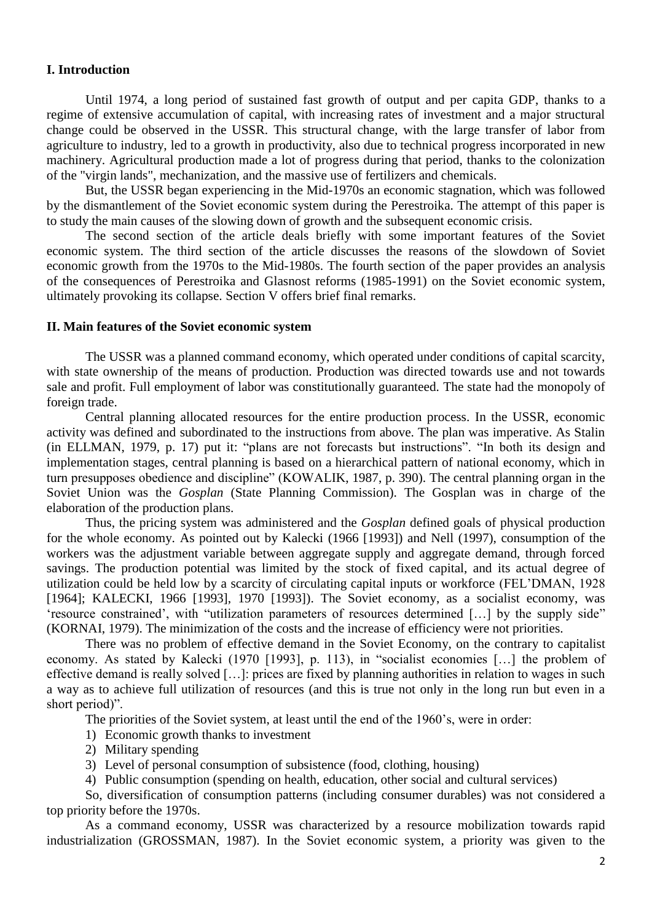## I. Introduction

Until 1974, a long period of sustained fast growth of output and per capita GDP, thanks to a regime of extensive accumulation of capital, with increasing rates of investment and a major structural change could be observed in the USSR. This structural change, with the large transfer of labor from agriculture to industry, led to a growth in productivity, also due to technical progress incorporated in new machinery. Agricultural production made a lot of progress during that period, thanks to the colonization of the "virgin lands", mechanization, and the massive use of fertilizers and chemicals.

But, the USSR began experiencing in the Mid-1970s an economic stagnation, which was followed by the dismantlement of the Soviet economic system during the Perestroika. The attempt of this paper is to study the main causes of the slowing down of growth and the subsequent economic crisis.

The second section of the article deals briefly with some important features of the Soviet economic system. The third section of the article discusses the reasons of the slowdown of Soviet economic growth from the 1970s to the Mid-1980s. The fourth section of the paper provides an analysis of the consequences of Perestroika and Glasnost reforms (1985-1991) on the Soviet economic system, ultimately provoking its collapse. Section V offers brief final remarks.

## II. Main features of the Soviet economic system

The USSR was a planned command economy, which operated under conditions of capital scarcity, with state ownership of the means of production. Production was directed towards use and not towards sale and profit. Full employment of labor was constitutionally guaranteed. The state had the monopoly of foreign trade.

Central planning allocated resources for the entire production process. In the USSR, economic activity was defined and subordinated to the instructions from above. The plan was imperative. As Stalin (in ELLMAN, 1979, p. 17) put it: "plans are not forecasts but instructions". "In both its design and implementation stages, central planning is based on a hierarchical pattern of national economy, which in turn presupposes obedience and discipline" (KOWALIK, 1987, p. 390). The central planning organ in the Soviet Union was the *Gosplan* (State Planning Commission). The Gosplan was in charge of the elaboration of the production plans.

Thus, the pricing system was administered and the *Gosplan* defined goals of physical production for the whole economy. As pointed out by Kalecki (1966 [1993]) and Nell (1997), consumption of the workers was the adjustment variable between aggregate supply and aggregate demand, through forced savings. The production potential was limited by the stock of fixed capital, and its actual degree of utilization could be held low by a scarcity of circulating capital inputs or workforce (FEL'DMAN, 1928 [1964]; KALECKI, 1966 [1993], 1970 [1993]). The Soviet economy, as a socialist economy, was 'resource constrained', with "utilization parameters of resources determined […] by the supply side" (KORNAI, 1979). The minimization of the costs and the increase of efficiency were not priorities.

There was no problem of effective demand in the Soviet Economy, on the contrary to capitalist economy. As stated by Kalecki (1970 [1993], p. 113), in "socialist economies […] the problem of effective demand is really solved […]: prices are fixed by planning authorities in relation to wages in such a way as to achieve full utilization of resources (and this is true not only in the long run but even in a short period)".

The priorities of the Soviet system, at least until the end of the 1960's, were in order:

1) Economic growth thanks to investment
2) Military spending
3) Level of personal consumption of subsistence (food, clothing, housing)
4) Public consumption (spending on health, education, other social and cultural services)

So, diversification of consumption patterns (including consumer durables) was not considered a top priority before the 1970s.

As a command economy, USSR was characterized by a resource mobilization towards rapid industrialization (GROSSMAN, 1987). In the Soviet economic system, a priority was given to the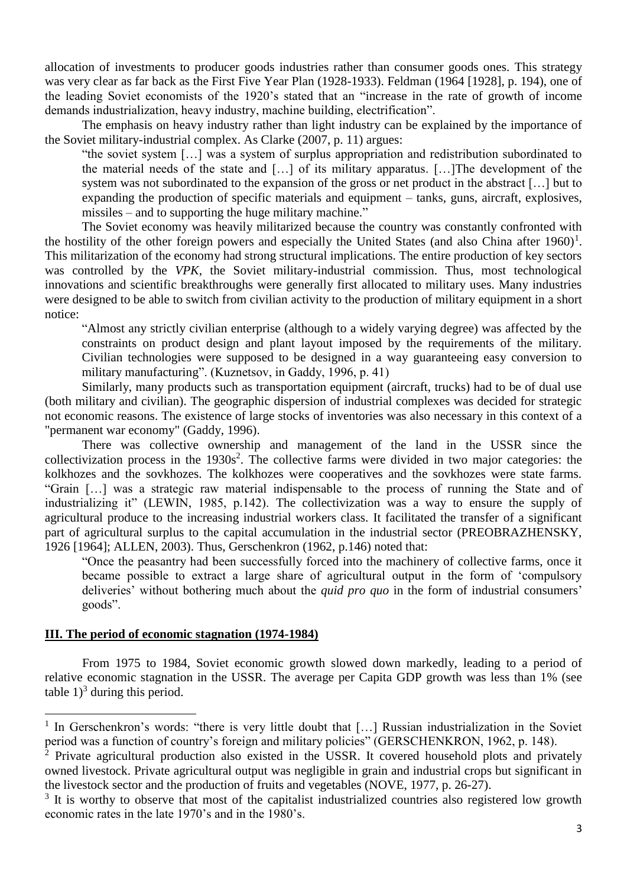allocation of investments to producer goods industries rather than consumer goods ones. This strategy was very clear as far back as the First Five Year Plan (1928-1933). Feldman (1964 [1928], p. 194), one of the leading Soviet economists of the 1920's stated that an "increase in the rate of growth of income demands industrialization, heavy industry, machine building, electrification".

The emphasis on heavy industry rather than light industry can be explained by the importance of the Soviet military-industrial complex. As Clarke (2007, p. 11) argues:

> "the soviet system […] was a system of surplus appropriation and redistribution subordinated to the material needs of the state and […] of its military apparatus. […]The development of the system was not subordinated to the expansion of the gross or net product in the abstract […] but to expanding the production of specific materials and equipment – tanks, guns, aircraft, explosives, missiles – and to supporting the huge military machine."

The Soviet economy was heavily militarized because the country was constantly confronted with the hostility of the other foreign powers and especially the United States (and also China after 1960)[1]. This militarization of the economy had strong structural implications. The entire production of key sectors was controlled by the *VPK*, the Soviet military-industrial commission. Thus, most technological innovations and scientific breakthroughs were generally first allocated to military uses. Many industries were designed to be able to switch from civilian activity to the production of military equipment in a short notice:

> "Almost any strictly civilian enterprise (although to a widely varying degree) was affected by the constraints on product design and plant layout imposed by the requirements of the military. Civilian technologies were supposed to be designed in a way guaranteeing easy conversion to military manufacturing". (Kuznetsov, in Gaddy, 1996, p. 41)

Similarly, many products such as transportation equipment (aircraft, trucks) had to be of dual use (both military and civilian). The geographic dispersion of industrial complexes was decided for strategic not economic reasons. The existence of large stocks of inventories was also necessary in this context of a "permanent war economy" (Gaddy, 1996).

There was collective ownership and management of the land in the USSR since the collectivization process in the 1930s[2]. The collective farms were divided in two major categories: the kolkhozes and the sovkhozes. The kolkhozes were cooperatives and the sovkhozes were state farms. "Grain […] was a strategic raw material indispensable to the process of running the State and of industrializing it" (LEWIN, 1985, p.142). The collectivization was a way to ensure the supply of agricultural produce to the increasing industrial workers class. It facilitated the transfer of a significant part of agricultural surplus to the capital accumulation in the industrial sector (PREOBRAZHENSKY, 1926 [1964]; ALLEN, 2003). Thus, Gerschenkron (1962, p.146) noted that:

> "Once the peasantry had been successfully forced into the machinery of collective farms, once it became possible to extract a large share of agricultural output in the form of 'compulsory deliveries' without bothering much about the *quid pro quo* in the form of industrial consumers' goods".

## III. The period of economic stagnation (1974-1984)

From 1975 to 1984, Soviet economic growth slowed down markedly, leading to a period of relative economic stagnation in the USSR. The average per Capita GDP growth was less than 1% (see table 1)[3] during this period.

---

[1] In Gerschenkron's words: "there is very little doubt that […] Russian industrialization in the Soviet period was a function of country's foreign and military policies" (GERSCHENKRON, 1962, p. 148).

[2] Private agricultural production also existed in the USSR. It covered household plots and privately owned livestock. Private agricultural output was negligible in grain and industrial crops but significant in the livestock sector and the production of fruits and vegetables (NOVE, 1977, p. 26-27).

[3] It is worthy to observe that most of the capitalist industrialized countries also registered low growth economic rates in the late 1970's and in the 1980's.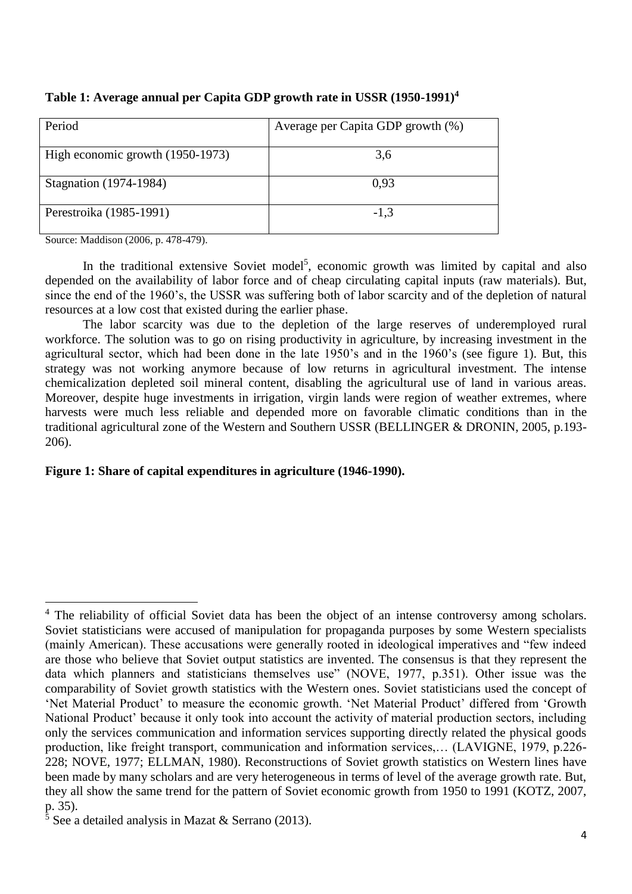**Table 1: Average annual per Capita GDP growth rate in USSR (1950-1991)[4]**

| Period | Average per Capita GDP growth (%) |
|---|---|
| High economic growth (1950-1973) | 3,6 |
| Stagnation (1974-1984) | 0,93 |
| Perestroika (1985-1991) | -1,3 |

Source: Maddison (2006, p. 478-479).

In the traditional extensive Soviet model[5], economic growth was limited by capital and also depended on the availability of labor force and of cheap circulating capital inputs (raw materials). But, since the end of the 1960's, the USSR was suffering both of labor scarcity and of the depletion of natural resources at a low cost that existed during the earlier phase.

The labor scarcity was due to the depletion of the large reserves of underemployed rural workforce. The solution was to go on rising productivity in agriculture, by increasing investment in the agricultural sector, which had been done in the late 1950's and in the 1960's (see figure 1). But, this strategy was not working anymore because of low returns in agricultural investment. The intense chemicalization depleted soil mineral content, disabling the agricultural use of land in various areas. Moreover, despite huge investments in irrigation, virgin lands were region of weather extremes, where harvests were much less reliable and depended more on favorable climatic conditions than in the traditional agricultural zone of the Western and Southern USSR (BELLINGER & DRONIN, 2005, p.193-206).

**Figure 1: Share of capital expenditures in agriculture (1946-1990).**

---

[4] The reliability of official Soviet data has been the object of an intense controversy among scholars. Soviet statisticians were accused of manipulation for propaganda purposes by some Western specialists (mainly American). These accusations were generally rooted in ideological imperatives and "few indeed are those who believe that Soviet output statistics are invented. The consensus is that they represent the data which planners and statisticians themselves use" (NOVE, 1977, p.351). Other issue was the comparability of Soviet growth statistics with the Western ones. Soviet statisticians used the concept of 'Net Material Product' to measure the economic growth. 'Net Material Product' differed from 'Growth National Product' because it only took into account the activity of material production sectors, including only the services communication and information services supporting directly related the physical goods production, like freight transport, communication and information services,… (LAVIGNE, 1979, p.226-228; NOVE, 1977; ELLMAN, 1980). Reconstructions of Soviet growth statistics on Western lines have been made by many scholars and are very heterogeneous in terms of level of the average growth rate. But, they all show the same trend for the pattern of Soviet economic growth from 1950 to 1991 (KOTZ, 2007, p. 35).

[5] See a detailed analysis in Mazat & Serrano (2013).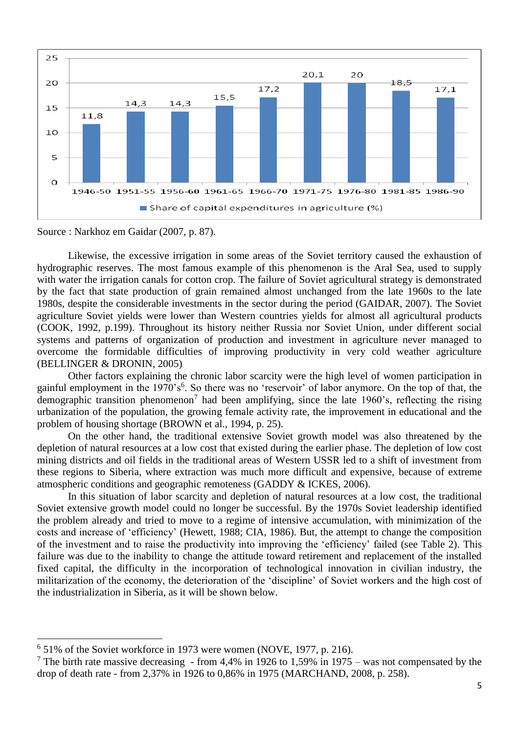| Period | Share of capital expenditures in agriculture (%) |
|---|---|
| 1946-50 | 11,8 |
| 1951-55 | 14,3 |
| 1956-60 | 14,3 |
| 1961-65 | 15,5 |
| 1966-70 | 17,2 |
| 1971-75 | 20,1 |
| 1976-80 | 20 |
| 1981-85 | 18,5 |
| 1986-90 | 17,1 |

Source : Narkhoz em Gaidar (2007, p. 87).

Likewise, the excessive irrigation in some areas of the Soviet territory caused the exhaustion of hydrographic reserves. The most famous example of this phenomenon is the Aral Sea, used to supply with water the irrigation canals for cotton crop. The failure of Soviet agricultural strategy is demonstrated by the fact that state production of grain remained almost unchanged from the late 1960s to the late 1980s, despite the considerable investments in the sector during the period (GAIDAR, 2007). The Soviet agriculture Soviet yields were lower than Western countries yields for almost all agricultural products (COOK, 1992, p.199). Throughout its history neither Russia nor Soviet Union, under different social systems and patterns of organization of production and investment in agriculture never managed to overcome the formidable difficulties of improving productivity in very cold weather agriculture (BELLINGER & DRONIN, 2005)

Other factors explaining the chronic labor scarcity were the high level of women participation in gainful employment in the 1970's[6]. So there was no 'reservoir' of labor anymore. On the top of that, the demographic transition phenomenon[7] had been amplifying, since the late 1960's, reflecting the rising urbanization of the population, the growing female activity rate, the improvement in educational and the problem of housing shortage (BROWN et al., 1994, p. 25).

On the other hand, the traditional extensive Soviet growth model was also threatened by the depletion of natural resources at a low cost that existed during the earlier phase. The depletion of low cost mining districts and oil fields in the traditional areas of Western USSR led to a shift of investment from these regions to Siberia, where extraction was much more difficult and expensive, because of extreme atmospheric conditions and geographic remoteness (GADDY & ICKES, 2006).

In this situation of labor scarcity and depletion of natural resources at a low cost, the traditional Soviet extensive growth model could no longer be successful. By the 1970s Soviet leadership identified the problem already and tried to move to a regime of intensive accumulation, with minimization of the costs and increase of 'efficiency' (Hewett, 1988; CIA, 1986). But, the attempt to change the composition of the investment and to raise the productivity into improving the 'efficiency' failed (see Table 2). This failure was due to the inability to change the attitude toward retirement and replacement of the installed fixed capital, the difficulty in the incorporation of technological innovation in civilian industry, the militarization of the economy, the deterioration of the 'discipline' of Soviet workers and the high cost of the industrialization in Siberia, as it will be shown below.

---

[6] 51% of the Soviet workforce in 1973 were women (NOVE, 1977, p. 216).

[7] The birth rate massive decreasing - from 4,4% in 1926 to 1,59% in 1975 – was not compensated by the drop of death rate - from 2,37% in 1926 to 0,86% in 1975 (MARCHAND, 2008, p. 258).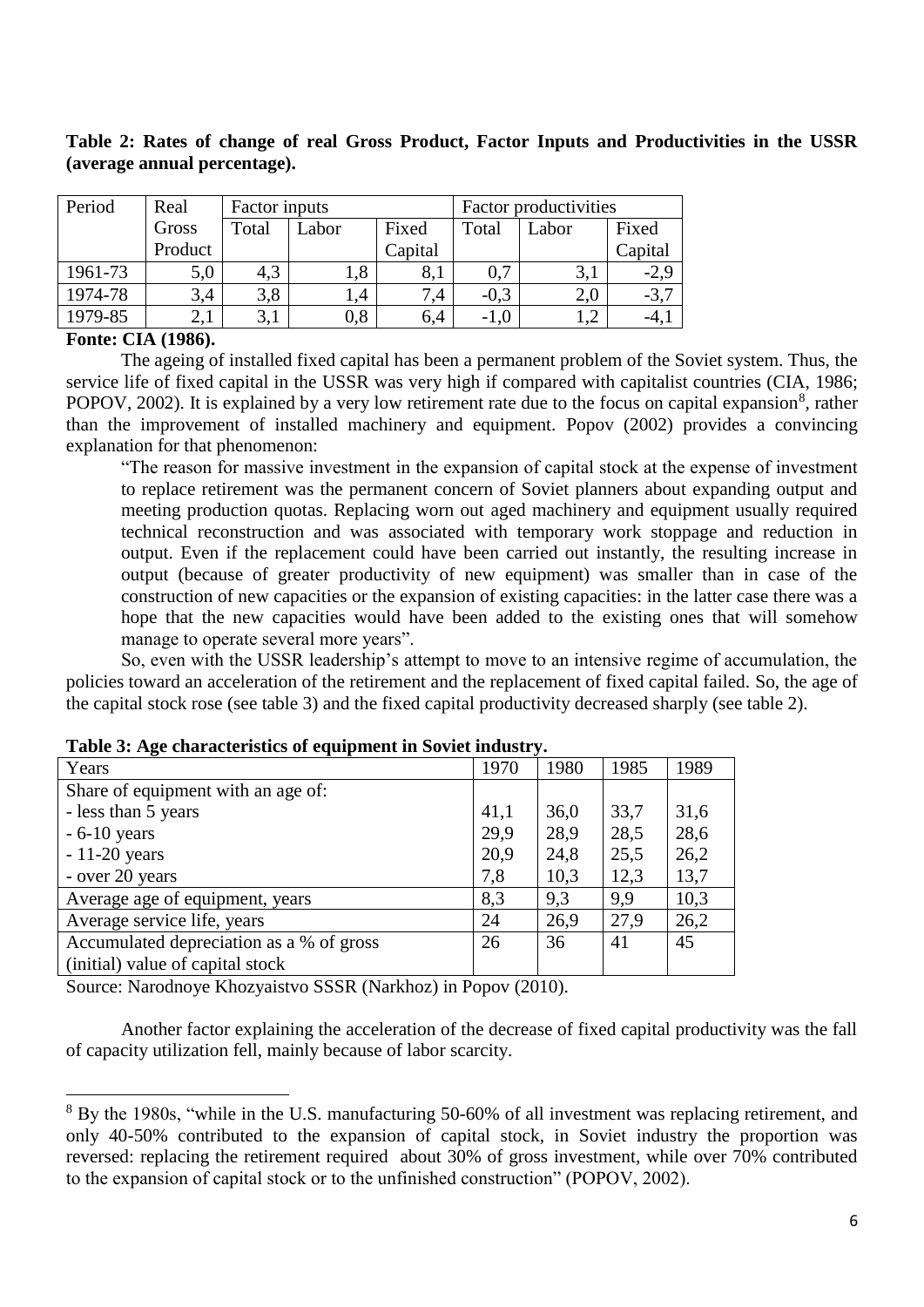**Table 2: Rates of change of real Gross Product, Factor Inputs and Productivities in the USSR (average annual percentage).**

| Period | Real Gross Product | Factor inputs | | | Factor productivities | | |
|---|---|---|---|---|---|---|---|
| | | Total | Labor | Fixed Capital | Total | Labor | Fixed Capital |
| 1961-73 | 5,0 | 4,3 | 1,8 | 8,1 | 0,7 | 3,1 | -2,9 |
| 1974-78 | 3,4 | 3,8 | 1,4 | 7,4 | -0,3 | 2,0 | -3,7 |
| 1979-85 | 2,1 | 3,1 | 0,8 | 6,4 | -1,0 | 1,2 | -4,1 |

**Fonte: CIA (1986).**

The ageing of installed fixed capital has been a permanent problem of the Soviet system. Thus, the service life of fixed capital in the USSR was very high if compared with capitalist countries (CIA, 1986; POPOV, 2002). It is explained by a very low retirement rate due to the focus on capital expansion[8], rather than the improvement of installed machinery and equipment. Popov (2002) provides a convincing explanation for that phenomenon:

> "The reason for massive investment in the expansion of capital stock at the expense of investment to replace retirement was the permanent concern of Soviet planners about expanding output and meeting production quotas. Replacing worn out aged machinery and equipment usually required technical reconstruction and was associated with temporary work stoppage and reduction in output. Even if the replacement could have been carried out instantly, the resulting increase in output (because of greater productivity of new equipment) was smaller than in case of the construction of new capacities or the expansion of existing capacities: in the latter case there was a hope that the new capacities would have been added to the existing ones that will somehow manage to operate several more years".

So, even with the USSR leadership's attempt to move to an intensive regime of accumulation, the policies toward an acceleration of the retirement and the replacement of fixed capital failed. So, the age of the capital stock rose (see table 3) and the fixed capital productivity decreased sharply (see table 2).

**Table 3: Age characteristics of equipment in Soviet industry.**

| Years | 1970 | 1980 | 1985 | 1989 |
|---|---|---|---|---|
| Share of equipment with an age of: | | | | |
| - less than 5 years | 41,1 | 36,0 | 33,7 | 31,6 |
| - 6-10 years | 29,9 | 28,9 | 28,5 | 28,6 |
| - 11-20 years | 20,9 | 24,8 | 25,5 | 26,2 |
| - over 20 years | 7,8 | 10,3 | 12,3 | 13,7 |
| Average age of equipment, years | 8,3 | 9,3 | 9,9 | 10,3 |
| Average service life, years | 24 | 26,9 | 27,9 | 26,2 |
| Accumulated depreciation as a % of gross (initial) value of capital stock | 26 | 36 | 41 | 45 |

Source: Narodnoye Khozyaistvo SSSR (Narkhoz) in Popov (2010).

Another factor explaining the acceleration of the decrease of fixed capital productivity was the fall of capacity utilization fell, mainly because of labor scarcity.

[8] By the 1980s, "while in the U.S. manufacturing 50-60% of all investment was replacing retirement, and only 40-50% contributed to the expansion of capital stock, in Soviet industry the proportion was reversed: replacing the retirement required about 30% of gross investment, while over 70% contributed to the expansion of capital stock or to the unfinished construction" (POPOV, 2002).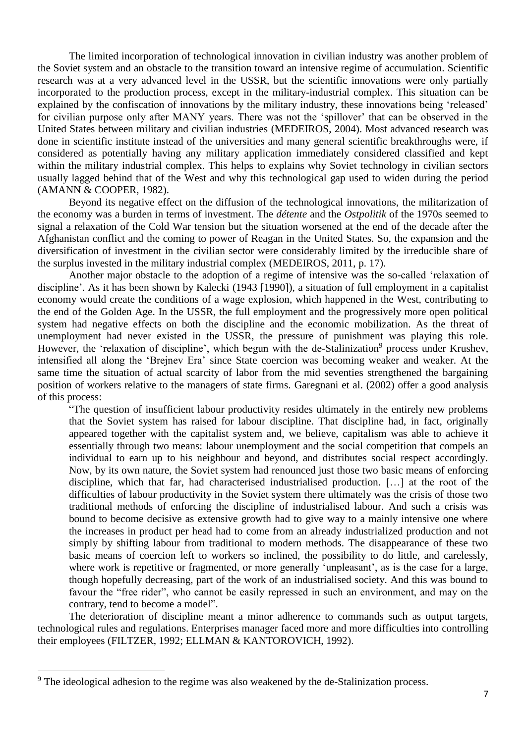The limited incorporation of technological innovation in civilian industry was another problem of the Soviet system and an obstacle to the transition toward an intensive regime of accumulation. Scientific research was at a very advanced level in the USSR, but the scientific innovations were only partially incorporated to the production process, except in the military-industrial complex. This situation can be explained by the confiscation of innovations by the military industry, these innovations being 'released' for civilian purpose only after MANY years. There was not the 'spillover' that can be observed in the United States between military and civilian industries (MEDEIROS, 2004). Most advanced research was done in scientific institute instead of the universities and many general scientific breakthroughs were, if considered as potentially having any military application immediately considered classified and kept within the military industrial complex. This helps to explains why Soviet technology in civilian sectors usually lagged behind that of the West and why this technological gap used to widen during the period (AMANN & COOPER, 1982).

Beyond its negative effect on the diffusion of the technological innovations, the militarization of the economy was a burden in terms of investment. The *détente* and the *Ostpolitik* of the 1970s seemed to signal a relaxation of the Cold War tension but the situation worsened at the end of the decade after the Afghanistan conflict and the coming to power of Reagan in the United States. So, the expansion and the diversification of investment in the civilian sector were considerably limited by the irreducible share of the surplus invested in the military industrial complex (MEDEIROS, 2011, p. 17).

Another major obstacle to the adoption of a regime of intensive was the so-called 'relaxation of discipline'. As it has been shown by Kalecki (1943 [1990]), a situation of full employment in a capitalist economy would create the conditions of a wage explosion, which happened in the West, contributing to the end of the Golden Age. In the USSR, the full employment and the progressively more open political system had negative effects on both the discipline and the economic mobilization. As the threat of unemployment had never existed in the USSR, the pressure of punishment was playing this role. However, the 'relaxation of discipline', which begun with the de-Stalinization[9] process under Krushev, intensified all along the 'Brejnev Era' since State coercion was becoming weaker and weaker. At the same time the situation of actual scarcity of labor from the mid seventies strengthened the bargaining position of workers relative to the managers of state firms. Garegnani et al. (2002) offer a good analysis of this process:

> "The question of insufficient labour productivity resides ultimately in the entirely new problems that the Soviet system has raised for labour discipline. That discipline had, in fact, originally appeared together with the capitalist system and, we believe, capitalism was able to achieve it essentially through two means: labour unemployment and the social competition that compels an individual to earn up to his neighbour and beyond, and distributes social respect accordingly. Now, by its own nature, the Soviet system had renounced just those two basic means of enforcing discipline, which that far, had characterised industrialised production. […] at the root of the difficulties of labour productivity in the Soviet system there ultimately was the crisis of those two traditional methods of enforcing the discipline of industrialised labour. And such a crisis was bound to become decisive as extensive growth had to give way to a mainly intensive one where the increases in product per head had to come from an already industrialized production and not simply by shifting labour from traditional to modern methods. The disappearance of these two basic means of coercion left to workers so inclined, the possibility to do little, and carelessly, where work is repetitive or fragmented, or more generally 'unpleasant', as is the case for a large, though hopefully decreasing, part of the work of an industrialised society. And this was bound to favour the "free rider", who cannot be easily repressed in such an environment, and may on the contrary, tend to become a model".

The deterioration of discipline meant a minor adherence to commands such as output targets, technological rules and regulations. Enterprises manager faced more and more difficulties into controlling their employees (FILTZER, 1992; ELLMAN & KANTOROVICH, 1992).

[9] The ideological adhesion to the regime was also weakened by the de-Stalinization process.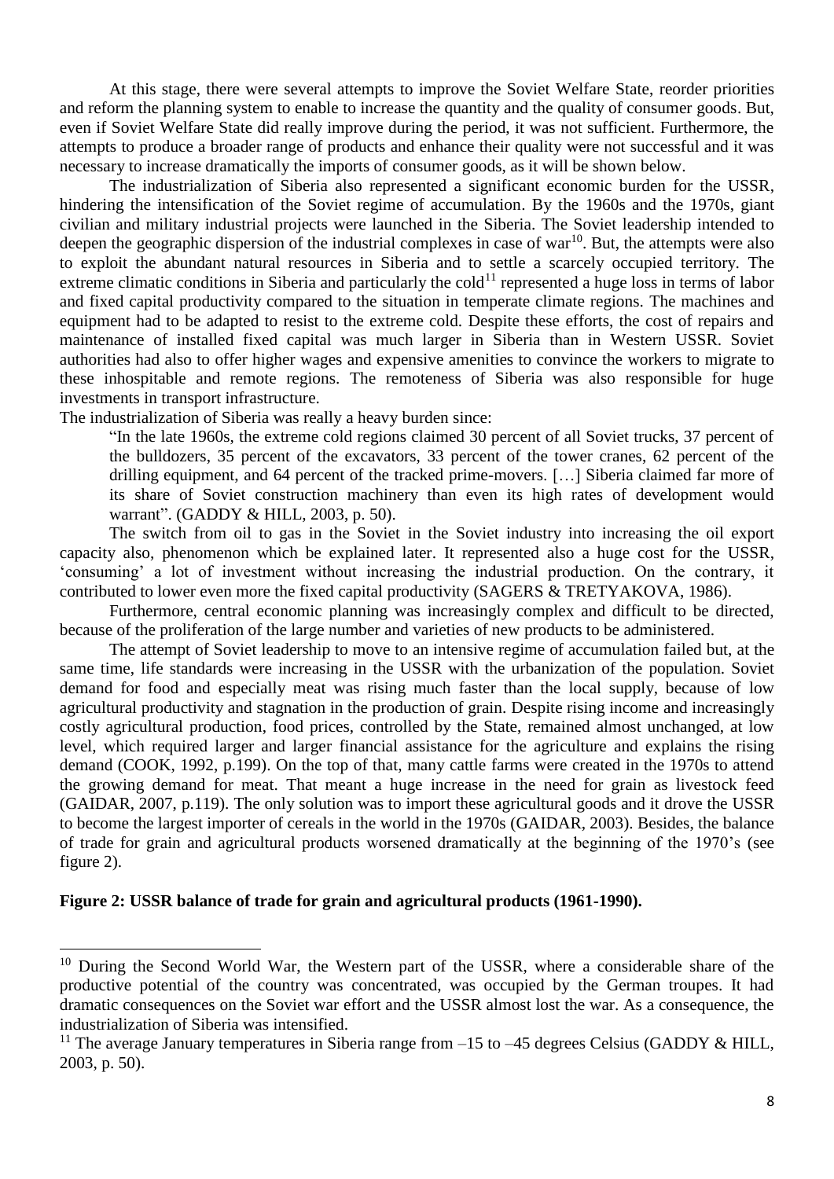At this stage, there were several attempts to improve the Soviet Welfare State, reorder priorities and reform the planning system to enable to increase the quantity and the quality of consumer goods. But, even if Soviet Welfare State did really improve during the period, it was not sufficient. Furthermore, the attempts to produce a broader range of products and enhance their quality were not successful and it was necessary to increase dramatically the imports of consumer goods, as it will be shown below.

The industrialization of Siberia also represented a significant economic burden for the USSR, hindering the intensification of the Soviet regime of accumulation. By the 1960s and the 1970s, giant civilian and military industrial projects were launched in the Siberia. The Soviet leadership intended to deepen the geographic dispersion of the industrial complexes in case of war[10]. But, the attempts were also to exploit the abundant natural resources in Siberia and to settle a scarcely occupied territory. The extreme climatic conditions in Siberia and particularly the cold[11] represented a huge loss in terms of labor and fixed capital productivity compared to the situation in temperate climate regions. The machines and equipment had to be adapted to resist to the extreme cold. Despite these efforts, the cost of repairs and maintenance of installed fixed capital was much larger in Siberia than in Western USSR. Soviet authorities had also to offer higher wages and expensive amenities to convince the workers to migrate to these inhospitable and remote regions. The remoteness of Siberia was also responsible for huge investments in transport infrastructure.

The industrialization of Siberia was really a heavy burden since:

> "In the late 1960s, the extreme cold regions claimed 30 percent of all Soviet trucks, 37 percent of the bulldozers, 35 percent of the excavators, 33 percent of the tower cranes, 62 percent of the drilling equipment, and 64 percent of the tracked prime-movers. […] Siberia claimed far more of its share of Soviet construction machinery than even its high rates of development would warrant". (GADDY & HILL, 2003, p. 50).

The switch from oil to gas in the Soviet in the Soviet industry into increasing the oil export capacity also, phenomenon which be explained later. It represented also a huge cost for the USSR, 'consuming' a lot of investment without increasing the industrial production. On the contrary, it contributed to lower even more the fixed capital productivity (SAGERS & TRETYAKOVA, 1986).

Furthermore, central economic planning was increasingly complex and difficult to be directed, because of the proliferation of the large number and varieties of new products to be administered.

The attempt of Soviet leadership to move to an intensive regime of accumulation failed but, at the same time, life standards were increasing in the USSR with the urbanization of the population. Soviet demand for food and especially meat was rising much faster than the local supply, because of low agricultural productivity and stagnation in the production of grain. Despite rising income and increasingly costly agricultural production, food prices, controlled by the State, remained almost unchanged, at low level, which required larger and larger financial assistance for the agriculture and explains the rising demand (COOK, 1992, p.199). On the top of that, many cattle farms were created in the 1970s to attend the growing demand for meat. That meant a huge increase in the need for grain as livestock feed (GAIDAR, 2007, p.119). The only solution was to import these agricultural goods and it drove the USSR to become the largest importer of cereals in the world in the 1970s (GAIDAR, 2003). Besides, the balance of trade for grain and agricultural products worsened dramatically at the beginning of the 1970's (see figure 2).

**Figure 2: USSR balance of trade for grain and agricultural products (1961-1990).**

---

[10] During the Second World War, the Western part of the USSR, where a considerable share of the productive potential of the country was concentrated, was occupied by the German troupes. It had dramatic consequences on the Soviet war effort and the USSR almost lost the war. As a consequence, the industrialization of Siberia was intensified.

[11] The average January temperatures in Siberia range from –15 to –45 degrees Celsius (GADDY & HILL, 2003, p. 50).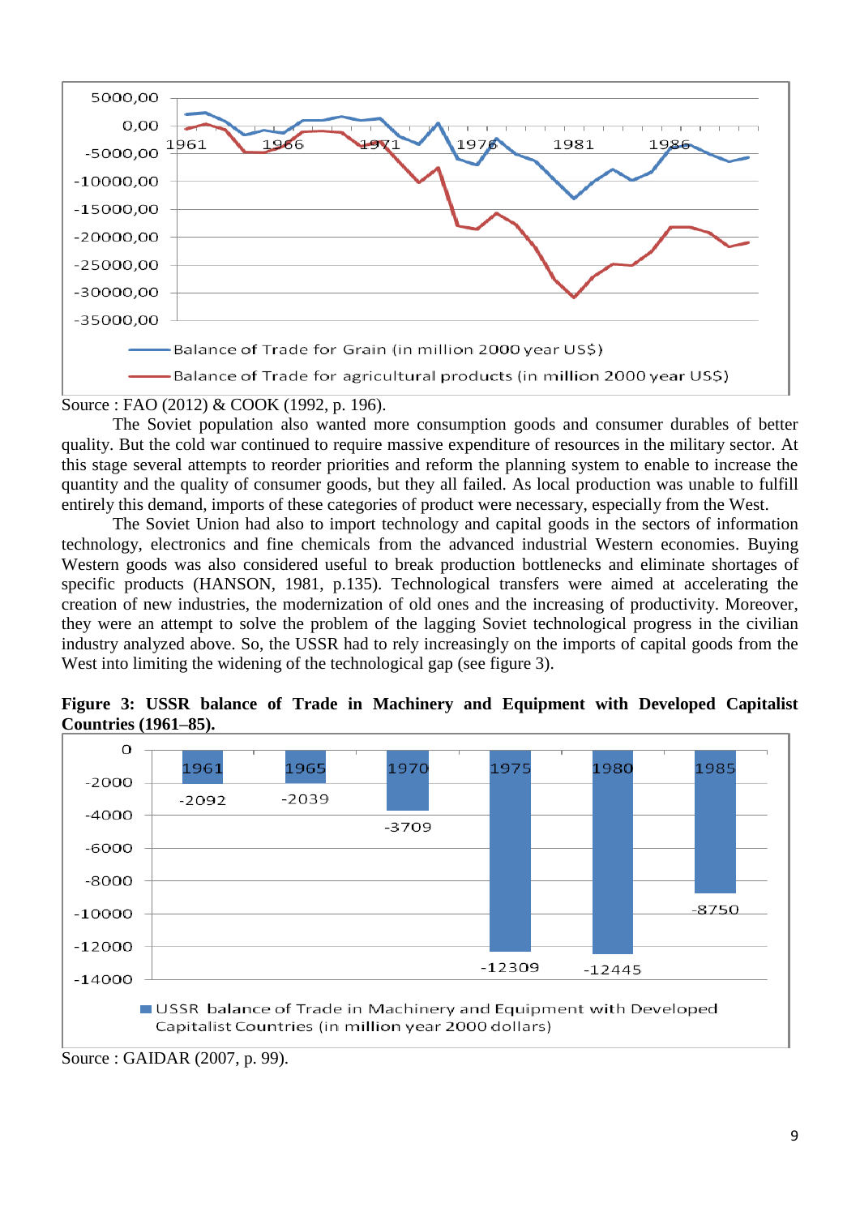Source : FAO (2012) & COOK (1992, p. 196).

The Soviet population also wanted more consumption goods and consumer durables of better quality. But the cold war continued to require massive expenditure of resources in the military sector. At this stage several attempts to reorder priorities and reform the planning system to enable to increase the quantity and the quality of consumer goods, but they all failed. As local production was unable to fulfill entirely this demand, imports of these categories of product were necessary, especially from the West.

The Soviet Union had also to import technology and capital goods in the sectors of information technology, electronics and fine chemicals from the advanced industrial Western economies. Buying Western goods was also considered useful to break production bottlenecks and eliminate shortages of specific products (HANSON, 1981, p.135). Technological transfers were aimed at accelerating the creation of new industries, the modernization of old ones and the increasing of productivity. Moreover, they were an attempt to solve the problem of the lagging Soviet technological progress in the civilian industry analyzed above. So, the USSR had to rely increasingly on the imports of capital goods from the West into limiting the widening of the technological gap (see figure 3).

**Figure 3: USSR balance of Trade in Machinery and Equipment with Developed Capitalist Countries (1961–85).**

Source : GAIDAR (2007, p. 99).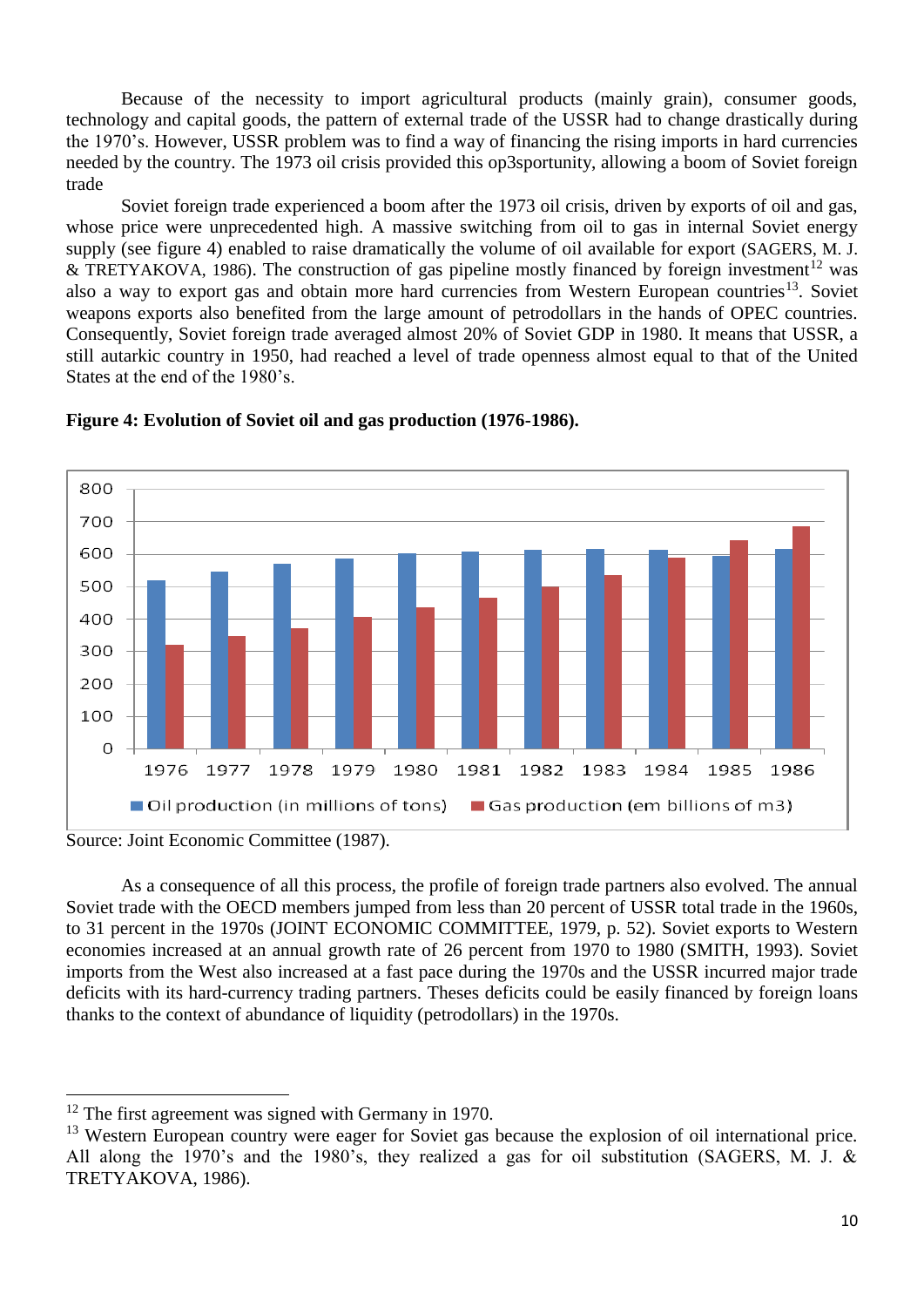Because of the necessity to import agricultural products (mainly grain), consumer goods, technology and capital goods, the pattern of external trade of the USSR had to change drastically during the 1970's. However, USSR problem was to find a way of financing the rising imports in hard currencies needed by the country. The 1973 oil crisis provided this op3sportunity, allowing a boom of Soviet foreign trade

Soviet foreign trade experienced a boom after the 1973 oil crisis, driven by exports of oil and gas, whose price were unprecedented high. A massive switching from oil to gas in internal Soviet energy supply (see figure 4) enabled to raise dramatically the volume of oil available for export (SAGERS, M. J. & TRETYAKOVA, 1986). The construction of gas pipeline mostly financed by foreign investment[12] was also a way to export gas and obtain more hard currencies from Western European countries[13]. Soviet weapons exports also benefited from the large amount of petrodollars in the hands of OPEC countries. Consequently, Soviet foreign trade averaged almost 20% of Soviet GDP in 1980. It means that USSR, a still autarkic country in 1950, had reached a level of trade openness almost equal to that of the United States at the end of the 1980's.

**Figure 4: Evolution of Soviet oil and gas production (1976-1986).**

Source: Joint Economic Committee (1987).

As a consequence of all this process, the profile of foreign trade partners also evolved. The annual Soviet trade with the OECD members jumped from less than 20 percent of USSR total trade in the 1960s, to 31 percent in the 1970s (JOINT ECONOMIC COMMITTEE, 1979, p. 52). Soviet exports to Western economies increased at an annual growth rate of 26 percent from 1970 to 1980 (SMITH, 1993). Soviet imports from the West also increased at a fast pace during the 1970s and the USSR incurred major trade deficits with its hard-currency trading partners. Theses deficits could be easily financed by foreign loans thanks to the context of abundance of liquidity (petrodollars) in the 1970s.

[12] The first agreement was signed with Germany in 1970.

[13] Western European country were eager for Soviet gas because the explosion of oil international price. All along the 1970's and the 1980's, they realized a gas for oil substitution (SAGERS, M. J. & TRETYAKOVA, 1986).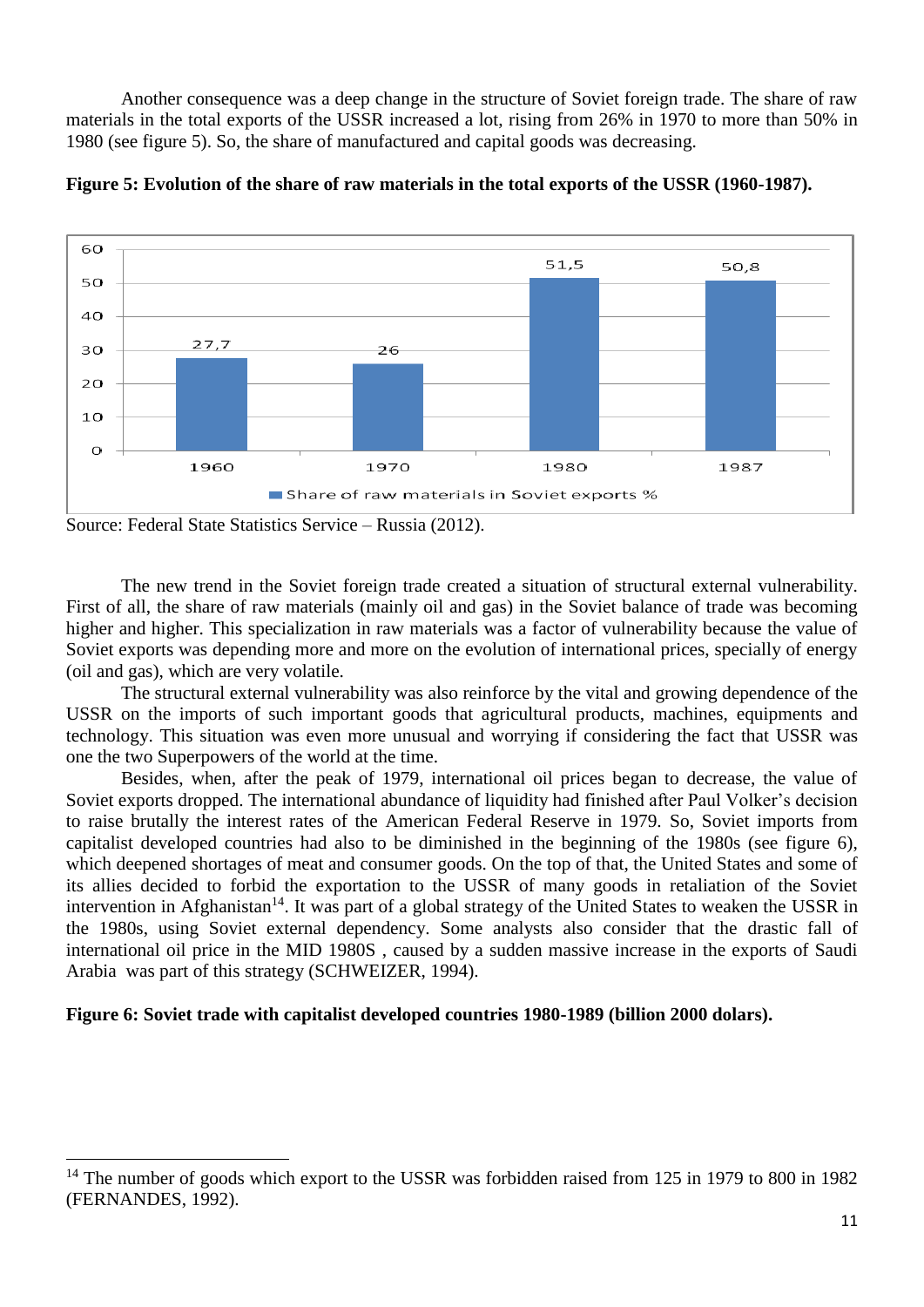Another consequence was a deep change in the structure of Soviet foreign trade. The share of raw materials in the total exports of the USSR increased a lot, rising from 26% in 1970 to more than 50% in 1980 (see figure 5). So, the share of manufactured and capital goods was decreasing.

**Figure 5: Evolution of the share of raw materials in the total exports of the USSR (1960-1987).**

| Year | Share of raw materials in Soviet exports % |
|---|---|
| 1960 | 27,7 |
| 1970 | 26 |
| 1980 | 51,5 |
| 1987 | 50,8 |

Source: Federal State Statistics Service – Russia (2012).

The new trend in the Soviet foreign trade created a situation of structural external vulnerability. First of all, the share of raw materials (mainly oil and gas) in the Soviet balance of trade was becoming higher and higher. This specialization in raw materials was a factor of vulnerability because the value of Soviet exports was depending more and more on the evolution of international prices, specially of energy (oil and gas), which are very volatile.

The structural external vulnerability was also reinforce by the vital and growing dependence of the USSR on the imports of such important goods that agricultural products, machines, equipments and technology. This situation was even more unusual and worrying if considering the fact that USSR was one the two Superpowers of the world at the time.

Besides, when, after the peak of 1979, international oil prices began to decrease, the value of Soviet exports dropped. The international abundance of liquidity had finished after Paul Volker's decision to raise brutally the interest rates of the American Federal Reserve in 1979. So, Soviet imports from capitalist developed countries had also to be diminished in the beginning of the 1980s (see figure 6), which deepened shortages of meat and consumer goods. On the top of that, the United States and some of its allies decided to forbid the exportation to the USSR of many goods in retaliation of the Soviet intervention in Afghanistan[14]. It was part of a global strategy of the United States to weaken the USSR in the 1980s, using Soviet external dependency. Some analysts also consider that the drastic fall of international oil price in the MID 1980S , caused by a sudden massive increase in the exports of Saudi Arabia was part of this strategy (SCHWEIZER, 1994).

**Figure 6: Soviet trade with capitalist developed countries 1980-1989 (billion 2000 dolars).**

[14] The number of goods which export to the USSR was forbidden raised from 125 in 1979 to 800 in 1982 (FERNANDES, 1992).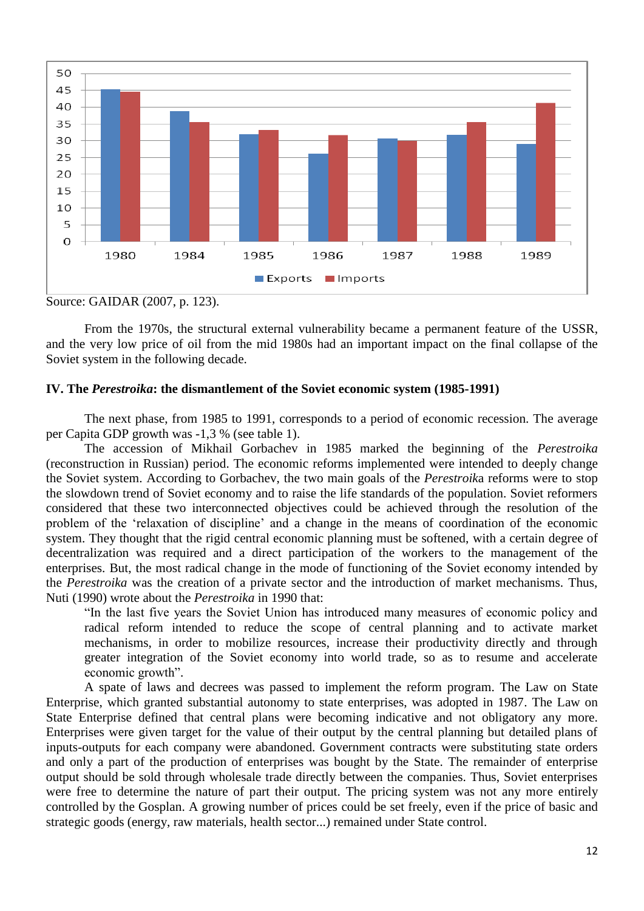Source: GAIDAR (2007, p. 123).

From the 1970s, the structural external vulnerability became a permanent feature of the USSR, and the very low price of oil from the mid 1980s had an important impact on the final collapse of the Soviet system in the following decade.

## IV. The *Perestroika*: the dismantlement of the Soviet economic system (1985-1991)

The next phase, from 1985 to 1991, corresponds to a period of economic recession. The average per Capita GDP growth was -1,3 % (see table 1).

The accession of Mikhail Gorbachev in 1985 marked the beginning of the *Perestroika* (reconstruction in Russian) period. The economic reforms implemented were intended to deeply change the Soviet system. According to Gorbachev, the two main goals of the *Perestroik*a reforms were to stop the slowdown trend of Soviet economy and to raise the life standards of the population. Soviet reformers considered that these two interconnected objectives could be achieved through the resolution of the problem of the 'relaxation of discipline' and a change in the means of coordination of the economic system. They thought that the rigid central economic planning must be softened, with a certain degree of decentralization was required and a direct participation of the workers to the management of the enterprises. But, the most radical change in the mode of functioning of the Soviet economy intended by the *Perestroika* was the creation of a private sector and the introduction of market mechanisms. Thus, Nuti (1990) wrote about the *Perestroika* in 1990 that:

> "In the last five years the Soviet Union has introduced many measures of economic policy and radical reform intended to reduce the scope of central planning and to activate market mechanisms, in order to mobilize resources, increase their productivity directly and through greater integration of the Soviet economy into world trade, so as to resume and accelerate economic growth".

A spate of laws and decrees was passed to implement the reform program. The Law on State Enterprise, which granted substantial autonomy to state enterprises, was adopted in 1987. The Law on State Enterprise defined that central plans were becoming indicative and not obligatory any more. Enterprises were given target for the value of their output by the central planning but detailed plans of inputs-outputs for each company were abandoned. Government contracts were substituting state orders and only a part of the production of enterprises was bought by the State. The remainder of enterprise output should be sold through wholesale trade directly between the companies. Thus, Soviet enterprises were free to determine the nature of part their output. The pricing system was not any more entirely controlled by the Gosplan. A growing number of prices could be set freely, even if the price of basic and strategic goods (energy, raw materials, health sector...) remained under State control.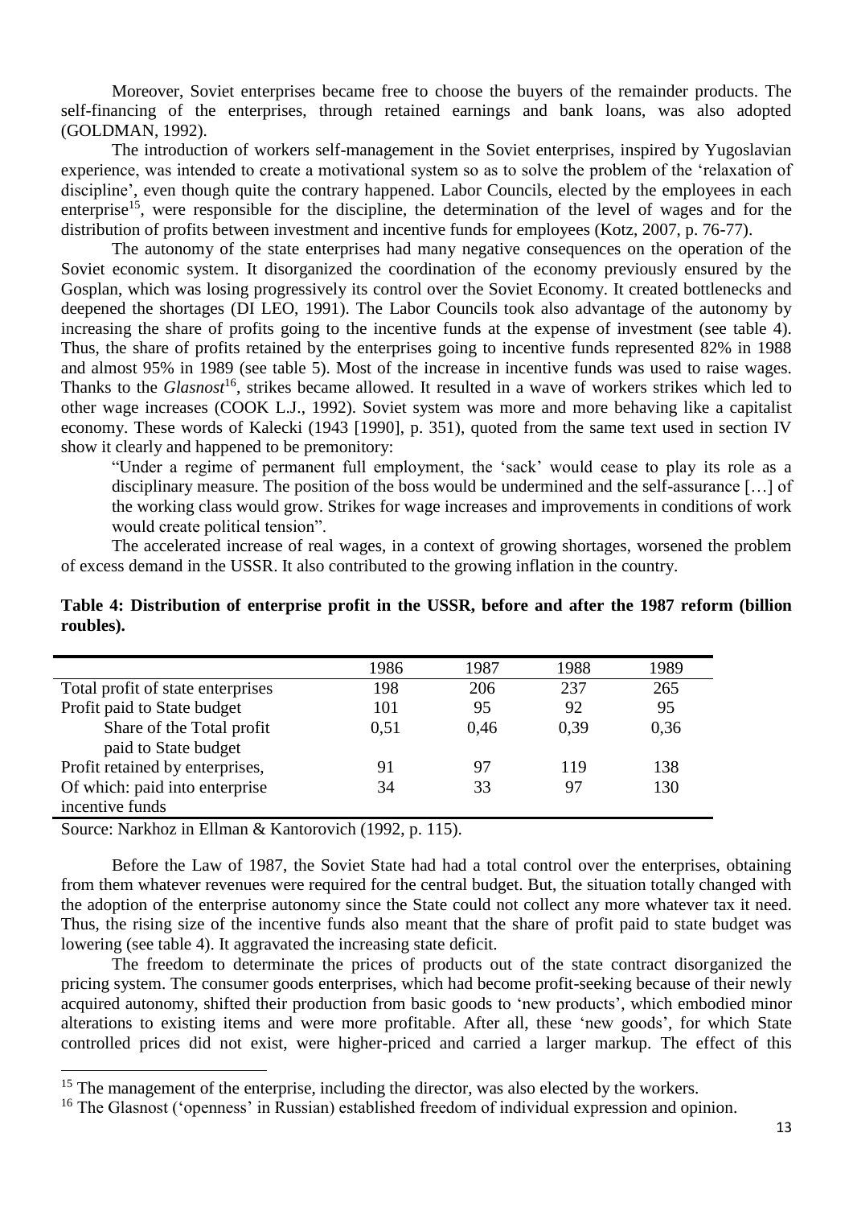Moreover, Soviet enterprises became free to choose the buyers of the remainder products. The self-financing of the enterprises, through retained earnings and bank loans, was also adopted (GOLDMAN, 1992).

The introduction of workers self-management in the Soviet enterprises, inspired by Yugoslavian experience, was intended to create a motivational system so as to solve the problem of the 'relaxation of discipline', even though quite the contrary happened. Labor Councils, elected by the employees in each enterprise[15], were responsible for the discipline, the determination of the level of wages and for the distribution of profits between investment and incentive funds for employees (Kotz, 2007, p. 76-77).

The autonomy of the state enterprises had many negative consequences on the operation of the Soviet economic system. It disorganized the coordination of the economy previously ensured by the Gosplan, which was losing progressively its control over the Soviet Economy. It created bottlenecks and deepened the shortages (DI LEO, 1991). The Labor Councils took also advantage of the autonomy by increasing the share of profits going to the incentive funds at the expense of investment (see table 4). Thus, the share of profits retained by the enterprises going to incentive funds represented 82% in 1988 and almost 95% in 1989 (see table 5). Most of the increase in incentive funds was used to raise wages. Thanks to the *Glasnost*[16], strikes became allowed. It resulted in a wave of workers strikes which led to other wage increases (COOK L.J., 1992). Soviet system was more and more behaving like a capitalist economy. These words of Kalecki (1943 [1990], p. 351), quoted from the same text used in section IV show it clearly and happened to be premonitory:

> "Under a regime of permanent full employment, the 'sack' would cease to play its role as a disciplinary measure. The position of the boss would be undermined and the self-assurance […] of the working class would grow. Strikes for wage increases and improvements in conditions of work would create political tension".

The accelerated increase of real wages, in a context of growing shortages, worsened the problem of excess demand in the USSR. It also contributed to the growing inflation in the country.

**Table 4: Distribution of enterprise profit in the USSR, before and after the 1987 reform (billion roubles).**

| | 1986 | 1987 | 1988 | 1989 |
|---|---|---|---|---|
| Total profit of state enterprises | 198 | 206 | 237 | 265 |
| Profit paid to State budget | 101 | 95 | 92 | 95 |
| Share of the Total profit paid to State budget | 0,51 | 0,46 | 0,39 | 0,36 |
| Profit retained by enterprises, | 91 | 97 | 119 | 138 |
| Of which: paid into enterprise incentive funds | 34 | 33 | 97 | 130 |

Source: Narkhoz in Ellman & Kantorovich (1992, p. 115).

Before the Law of 1987, the Soviet State had had a total control over the enterprises, obtaining from them whatever revenues were required for the central budget. But, the situation totally changed with the adoption of the enterprise autonomy since the State could not collect any more whatever tax it need. Thus, the rising size of the incentive funds also meant that the share of profit paid to state budget was lowering (see table 4). It aggravated the increasing state deficit.

The freedom to determinate the prices of products out of the state contract disorganized the pricing system. The consumer goods enterprises, which had become profit-seeking because of their newly acquired autonomy, shifted their production from basic goods to 'new products', which embodied minor alterations to existing items and were more profitable. After all, these 'new goods', for which State controlled prices did not exist, were higher-priced and carried a larger markup. The effect of this

[15] The management of the enterprise, including the director, was also elected by the workers.

[16] The Glasnost ('openness' in Russian) established freedom of individual expression and opinion.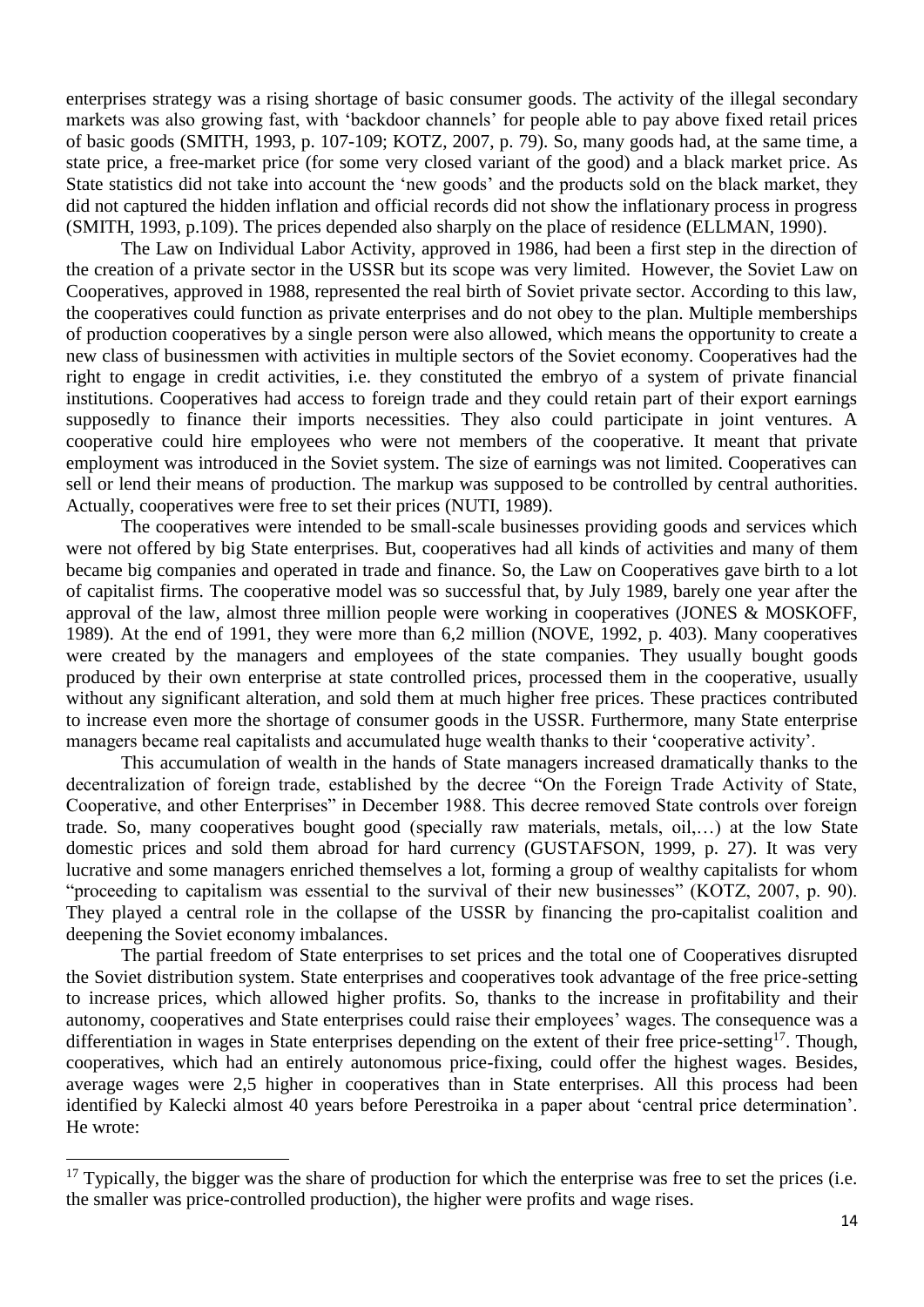enterprises strategy was a rising shortage of basic consumer goods. The activity of the illegal secondary markets was also growing fast, with 'backdoor channels' for people able to pay above fixed retail prices of basic goods (SMITH, 1993, p. 107-109; KOTZ, 2007, p. 79). So, many goods had, at the same time, a state price, a free-market price (for some very closed variant of the good) and a black market price. As State statistics did not take into account the 'new goods' and the products sold on the black market, they did not captured the hidden inflation and official records did not show the inflationary process in progress (SMITH, 1993, p.109). The prices depended also sharply on the place of residence (ELLMAN, 1990).

The Law on Individual Labor Activity, approved in 1986, had been a first step in the direction of the creation of a private sector in the USSR but its scope was very limited. However, the Soviet Law on Cooperatives, approved in 1988, represented the real birth of Soviet private sector. According to this law, the cooperatives could function as private enterprises and do not obey to the plan. Multiple memberships of production cooperatives by a single person were also allowed, which means the opportunity to create a new class of businessmen with activities in multiple sectors of the Soviet economy. Cooperatives had the right to engage in credit activities, i.e. they constituted the embryo of a system of private financial institutions. Cooperatives had access to foreign trade and they could retain part of their export earnings supposedly to finance their imports necessities. They also could participate in joint ventures. A cooperative could hire employees who were not members of the cooperative. It meant that private employment was introduced in the Soviet system. The size of earnings was not limited. Cooperatives can sell or lend their means of production. The markup was supposed to be controlled by central authorities. Actually, cooperatives were free to set their prices (NUTI, 1989).

The cooperatives were intended to be small-scale businesses providing goods and services which were not offered by big State enterprises. But, cooperatives had all kinds of activities and many of them became big companies and operated in trade and finance. So, the Law on Cooperatives gave birth to a lot of capitalist firms. The cooperative model was so successful that, by July 1989, barely one year after the approval of the law, almost three million people were working in cooperatives (JONES & MOSKOFF, 1989). At the end of 1991, they were more than 6,2 million (NOVE, 1992, p. 403). Many cooperatives were created by the managers and employees of the state companies. They usually bought goods produced by their own enterprise at state controlled prices, processed them in the cooperative, usually without any significant alteration, and sold them at much higher free prices. These practices contributed to increase even more the shortage of consumer goods in the USSR. Furthermore, many State enterprise managers became real capitalists and accumulated huge wealth thanks to their 'cooperative activity'.

This accumulation of wealth in the hands of State managers increased dramatically thanks to the decentralization of foreign trade, established by the decree "On the Foreign Trade Activity of State, Cooperative, and other Enterprises" in December 1988. This decree removed State controls over foreign trade. So, many cooperatives bought good (specially raw materials, metals, oil,…) at the low State domestic prices and sold them abroad for hard currency (GUSTAFSON, 1999, p. 27). It was very lucrative and some managers enriched themselves a lot, forming a group of wealthy capitalists for whom "proceeding to capitalism was essential to the survival of their new businesses" (KOTZ, 2007, p. 90). They played a central role in the collapse of the USSR by financing the pro-capitalist coalition and deepening the Soviet economy imbalances.

The partial freedom of State enterprises to set prices and the total one of Cooperatives disrupted the Soviet distribution system. State enterprises and cooperatives took advantage of the free price-setting to increase prices, which allowed higher profits. So, thanks to the increase in profitability and their autonomy, cooperatives and State enterprises could raise their employees' wages. The consequence was a differentiation in wages in State enterprises depending on the extent of their free price-setting[17]. Though, cooperatives, which had an entirely autonomous price-fixing, could offer the highest wages. Besides, average wages were 2,5 higher in cooperatives than in State enterprises. All this process had been identified by Kalecki almost 40 years before Perestroika in a paper about 'central price determination'. He wrote:

[17] Typically, the bigger was the share of production for which the enterprise was free to set the prices (i.e. the smaller was price-controlled production), the higher were profits and wage rises.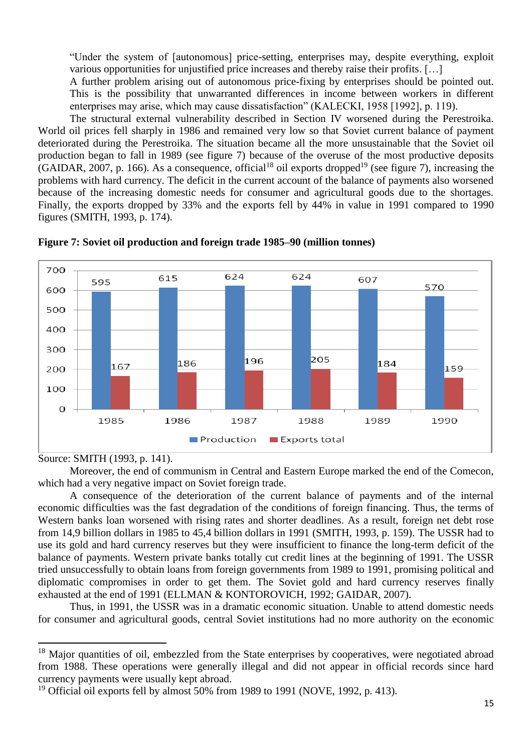"Under the system of [autonomous] price-setting, enterprises may, despite everything, exploit various opportunities for unjustified price increases and thereby raise their profits. […]
A further problem arising out of autonomous price-fixing by enterprises should be pointed out. This is the possibility that unwarranted differences in income between workers in different enterprises may arise, which may cause dissatisfaction" (KALECKI, 1958 [1992], p. 119).

The structural external vulnerability described in Section IV worsened during the Perestroika. World oil prices fell sharply in 1986 and remained very low so that Soviet current balance of payment deteriorated during the Perestroika. The situation became all the more unsustainable that the Soviet oil production began to fall in 1989 (see figure 7) because of the overuse of the most productive deposits (GAIDAR, 2007, p. 166). As a consequence, official[18] oil exports dropped[19] (see figure 7), increasing the problems with hard currency. The deficit in the current account of the balance of payments also worsened because of the increasing domestic needs for consumer and agricultural goods due to the shortages. Finally, the exports dropped by 33% and the exports fell by 44% in value in 1991 compared to 1990 figures (SMITH, 1993, p. 174).

**Figure 7: Soviet oil production and foreign trade 1985–90 (million tonnes)**

| | 1985 | 1986 | 1987 | 1988 | 1989 | 1990 |
|---|---|---|---|---|---|---|
| Production | 595 | 615 | 624 | 624 | 607 | 570 |
| Exports total | 167 | 186 | 196 | 205 | 184 | 159 |

Source: SMITH (1993, p. 141).

Moreover, the end of communism in Central and Eastern Europe marked the end of the Comecon, which had a very negative impact on Soviet foreign trade.

A consequence of the deterioration of the current balance of payments and of the internal economic difficulties was the fast degradation of the conditions of foreign financing. Thus, the terms of Western banks loan worsened with rising rates and shorter deadlines. As a result, foreign net debt rose from 14,9 billion dollars in 1985 to 45,4 billion dollars in 1991 (SMITH, 1993, p. 159). The USSR had to use its gold and hard currency reserves but they were insufficient to finance the long-term deficit of the balance of payments. Western private banks totally cut credit lines at the beginning of 1991. The USSR tried unsuccessfully to obtain loans from foreign governments from 1989 to 1991, promising political and diplomatic compromises in order to get them. The Soviet gold and hard currency reserves finally exhausted at the end of 1991 (ELLMAN & KONTOROVICH, 1992; GAIDAR, 2007).

Thus, in 1991, the USSR was in a dramatic economic situation. Unable to attend domestic needs for consumer and agricultural goods, central Soviet institutions had no more authority on the economic

---

[18] Major quantities of oil, embezzled from the State enterprises by cooperatives, were negotiated abroad from 1988. These operations were generally illegal and did not appear in official records since hard currency payments were usually kept abroad.

[19] Official oil exports fell by almost 50% from 1989 to 1991 (NOVE, 1992, p. 413).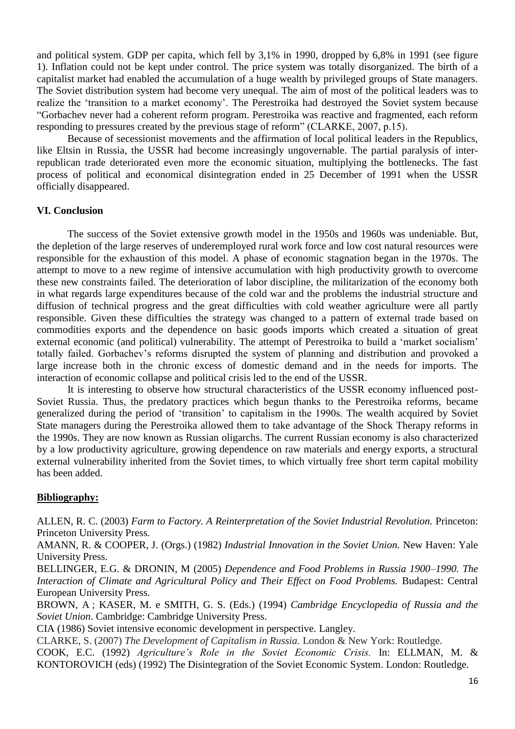and political system. GDP per capita, which fell by 3,1% in 1990, dropped by 6,8% in 1991 (see figure 1). Inflation could not be kept under control. The price system was totally disorganized. The birth of a capitalist market had enabled the accumulation of a huge wealth by privileged groups of State managers. The Soviet distribution system had become very unequal. The aim of most of the political leaders was to realize the 'transition to a market economy'. The Perestroika had destroyed the Soviet system because "Gorbachev never had a coherent reform program. Perestroika was reactive and fragmented, each reform responding to pressures created by the previous stage of reform" (CLARKE, 2007, p.15).

Because of secessionist movements and the affirmation of local political leaders in the Republics, like Eltsin in Russia, the USSR had become increasingly ungovernable. The partial paralysis of inter-republican trade deteriorated even more the economic situation, multiplying the bottlenecks. The fast process of political and economical disintegration ended in 25 December of 1991 when the USSR officially disappeared.

## VI. Conclusion

The success of the Soviet extensive growth model in the 1950s and 1960s was undeniable. But, the depletion of the large reserves of underemployed rural work force and low cost natural resources were responsible for the exhaustion of this model. A phase of economic stagnation began in the 1970s. The attempt to move to a new regime of intensive accumulation with high productivity growth to overcome these new constraints failed. The deterioration of labor discipline, the militarization of the economy both in what regards large expenditures because of the cold war and the problems the industrial structure and diffusion of technical progress and the great difficulties with cold weather agriculture were all partly responsible. Given these difficulties the strategy was changed to a pattern of external trade based on commodities exports and the dependence on basic goods imports which created a situation of great external economic (and political) vulnerability. The attempt of Perestroika to build a 'market socialism' totally failed. Gorbachev's reforms disrupted the system of planning and distribution and provoked a large increase both in the chronic excess of domestic demand and in the needs for imports. The interaction of economic collapse and political crisis led to the end of the USSR.

It is interesting to observe how structural characteristics of the USSR economy influenced post-Soviet Russia. Thus, the predatory practices which begun thanks to the Perestroika reforms, became generalized during the period of 'transition' to capitalism in the 1990s. The wealth acquired by Soviet State managers during the Perestroika allowed them to take advantage of the Shock Therapy reforms in the 1990s. They are now known as Russian oligarchs. The current Russian economy is also characterized by a low productivity agriculture, growing dependence on raw materials and energy exports, a structural external vulnerability inherited from the Soviet times, to which virtually free short term capital mobility has been added.

## Bibliography:

ALLEN, R. C. (2003) *Farm to Factory. A Reinterpretation of the Soviet Industrial Revolution.* Princeton: Princeton University Press.

AMANN, R. & COOPER, J. (Orgs.) (1982) *Industrial Innovation in the Soviet Union.* New Haven: Yale University Press.

BELLINGER, E.G. & DRONIN, M (2005) *Dependence and Food Problems in Russia 1900–1990. The Interaction of Climate and Agricultural Policy and Their Effect on Food Problems.* Budapest: Central European University Press.

BROWN, A ; KASER, M. e SMITH, G. S. (Eds.) (1994) *Cambridge Encyclopedia of Russia and the Soviet Union*. Cambridge: Cambridge University Press.

CIA (1986) Soviet intensive economic development in perspective. Langley.

CLARKE, S. (2007) *The Development of Capitalism in Russia.* London & New York: Routledge.

COOK, E.C. (1992) *Agriculture's Role in the Soviet Economic Crisis.* In: ELLMAN, M. & KONTOROVICH (eds) (1992) The Disintegration of the Soviet Economic System. London: Routledge.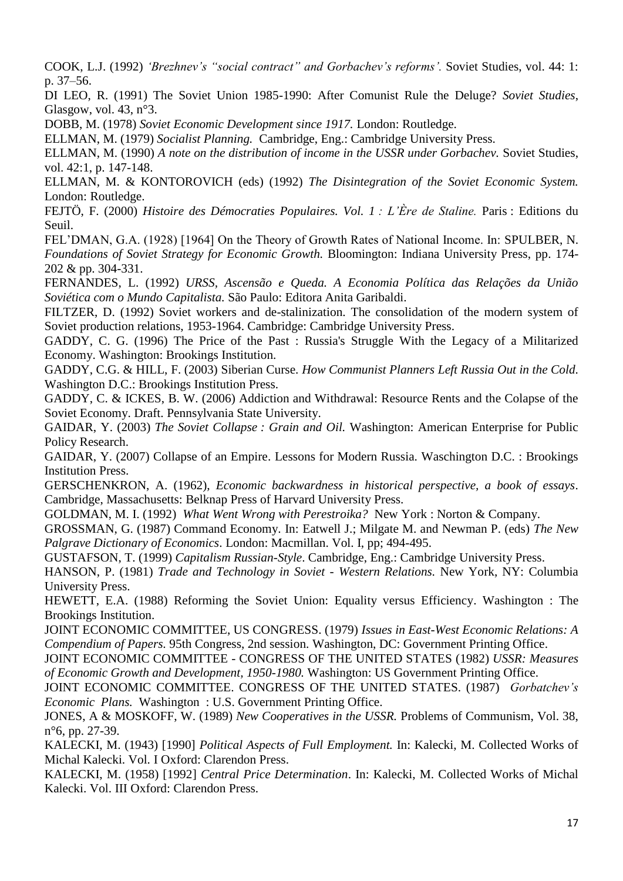COOK, L.J. (1992) *'Brezhnev's "social contract" and Gorbachev's reforms'.* Soviet Studies, vol. 44: 1: p. 37–56.

DI LEO, R. (1991) The Soviet Union 1985-1990: After Comunist Rule the Deluge? *Soviet Studies*, Glasgow, vol. 43, n°3.

DOBB, M. (1978) *Soviet Economic Development since 1917.* London: Routledge.

ELLMAN, M. (1979) *Socialist Planning.* Cambridge, Eng.: Cambridge University Press.

ELLMAN, M. (1990) *A note on the distribution of income in the USSR under Gorbachev.* Soviet Studies, vol. 42:1, p. 147-148.

ELLMAN, M. & KONTOROVICH (eds) (1992) *The Disintegration of the Soviet Economic System.* London: Routledge.

FEJTÖ, F. (2000) *Histoire des Démocraties Populaires. Vol. 1 : L'Ère de Staline.* Paris : Editions du Seuil.

FEL'DMAN, G.A. (1928) [1964] On the Theory of Growth Rates of National Income. In: SPULBER, N. *Foundations of Soviet Strategy for Economic Growth.* Bloomington: Indiana University Press, pp. 174-202 & pp. 304-331.

FERNANDES, L. (1992) *URSS, Ascensão e Queda. A Economia Política das Relações da União Soviética com o Mundo Capitalista.* São Paulo: Editora Anita Garibaldi.

FILTZER, D. (1992) Soviet workers and de-stalinization. The consolidation of the modern system of Soviet production relations, 1953-1964. Cambridge: Cambridge University Press.

GADDY, C. G. (1996) The Price of the Past : Russia's Struggle With the Legacy of a Militarized Economy. Washington: Brookings Institution.

GADDY, C.G. & HILL, F. (2003) Siberian Curse. *How Communist Planners Left Russia Out in the Cold.* Washington D.C.: Brookings Institution Press.

GADDY, C. & ICKES, B. W. (2006) Addiction and Withdrawal: Resource Rents and the Colapse of the Soviet Economy. Draft. Pennsylvania State University.

GAIDAR, Y. (2003) *The Soviet Collapse : Grain and Oil.* Washington: American Enterprise for Public Policy Research.

GAIDAR, Y. (2007) Collapse of an Empire. Lessons for Modern Russia. Waschington D.C. : Brookings Institution Press.

GERSCHENKRON, A. (1962), *Economic backwardness in historical perspective, a book of essays*. Cambridge, Massachusetts: Belknap Press of Harvard University Press.

GOLDMAN, M. I. (1992) *What Went Wrong with Perestroika?* New York : Norton & Company.

GROSSMAN, G. (1987) Command Economy. In: Eatwell J.; Milgate M. and Newman P. (eds) *The New Palgrave Dictionary of Economics*. London: Macmillan. Vol. I, pp; 494-495.

GUSTAFSON, T. (1999) *Capitalism Russian-Style*. Cambridge, Eng.: Cambridge University Press.

HANSON, P. (1981) *Trade and Technology in Soviet - Western Relations.* New York, NY: Columbia University Press.

HEWETT, E.A. (1988) Reforming the Soviet Union: Equality versus Efficiency. Washington : The Brookings Institution.

JOINT ECONOMIC COMMITTEE, US CONGRESS. (1979) *Issues in East-West Economic Relations: A Compendium of Papers.* 95th Congress, 2nd session. Washington, DC: Government Printing Office.

JOINT ECONOMIC COMMITTEE - CONGRESS OF THE UNITED STATES (1982) *USSR: Measures of Economic Growth and Development, 1950-1980.* Washington: US Government Printing Office.

JOINT ECONOMIC COMMITTEE. CONGRESS OF THE UNITED STATES. (1987) *Gorbatchev's Economic Plans.* Washington : U.S. Government Printing Office.

JONES, A & MOSKOFF, W. (1989) *New Cooperatives in the USSR.* Problems of Communism, Vol. 38, n°6, pp. 27-39.

KALECKI, M. (1943) [1990] *Political Aspects of Full Employment.* In: Kalecki, M. Collected Works of Michal Kalecki. Vol. I Oxford: Clarendon Press.

KALECKI, M. (1958) [1992] *Central Price Determination*. In: Kalecki, M. Collected Works of Michal Kalecki. Vol. III Oxford: Clarendon Press.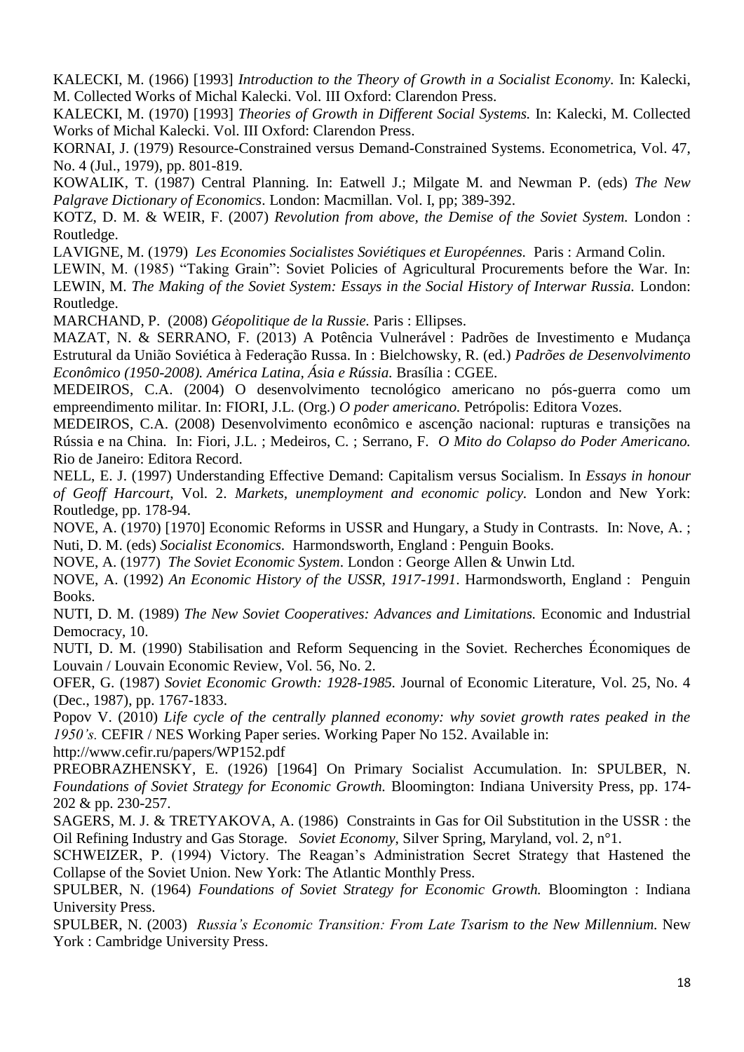KALECKI, M. (1966) [1993] *Introduction to the Theory of Growth in a Socialist Economy.* In: Kalecki, M. Collected Works of Michal Kalecki. Vol. III Oxford: Clarendon Press.

KALECKI, M. (1970) [1993] *Theories of Growth in Different Social Systems.* In: Kalecki, M. Collected Works of Michal Kalecki. Vol. III Oxford: Clarendon Press.

KORNAI, J. (1979) Resource-Constrained versus Demand-Constrained Systems. Econometrica, Vol. 47, No. 4 (Jul., 1979), pp. 801-819.

KOWALIK, T. (1987) Central Planning. In: Eatwell J.; Milgate M. and Newman P. (eds) *The New Palgrave Dictionary of Economics*. London: Macmillan. Vol. I, pp; 389-392.

KOTZ, D. M. & WEIR, F. (2007) *Revolution from above, the Demise of the Soviet System.* London : Routledge.

LAVIGNE, M. (1979) *Les Economies Socialistes Soviétiques et Européennes.* Paris : Armand Colin.

LEWIN, M. (1985) "Taking Grain": Soviet Policies of Agricultural Procurements before the War. In: LEWIN, M. *The Making of the Soviet System: Essays in the Social History of Interwar Russia.* London: Routledge.

MARCHAND, P. (2008) *Géopolitique de la Russie.* Paris : Ellipses.

MAZAT, N. & SERRANO, F. (2013) A Potência Vulnerável : Padrões de Investimento e Mudança Estrutural da União Soviética à Federação Russa. In : Bielchowsky, R. (ed.) *Padrões de Desenvolvimento Econômico (1950-2008). América Latina, Ásia e Rússia.* Brasília : CGEE.

MEDEIROS, C.A. (2004) O desenvolvimento tecnológico americano no pós-guerra como um empreendimento militar. In: FIORI, J.L. (Org.) *O poder americano.* Petrópolis: Editora Vozes.

MEDEIROS, C.A. (2008) Desenvolvimento econômico e ascenção nacional: rupturas e transições na Rússia e na China. In: Fiori, J.L. ; Medeiros, C. ; Serrano, F. *O Mito do Colapso do Poder Americano.* Rio de Janeiro: Editora Record.

NELL, E. J. (1997) Understanding Effective Demand: Capitalism versus Socialism. In *Essays in honour of Geoff Harcourt*, Vol. 2. *Markets, unemployment and economic policy.* London and New York: Routledge, pp. 178-94.

NOVE, A. (1970) [1970] Economic Reforms in USSR and Hungary, a Study in Contrasts. In: Nove, A. ; Nuti, D. M. (eds) *Socialist Economics.* Harmondsworth, England : Penguin Books.

NOVE, A. (1977) *The Soviet Economic System*. London : George Allen & Unwin Ltd.

NOVE, A. (1992) *An Economic History of the USSR, 1917-1991*. Harmondsworth, England : Penguin Books.

NUTI, D. M. (1989) *The New Soviet Cooperatives: Advances and Limitations.* Economic and Industrial Democracy, 10.

NUTI, D. M. (1990) Stabilisation and Reform Sequencing in the Soviet. Recherches Économiques de Louvain / Louvain Economic Review, Vol. 56, No. 2.

OFER, G. (1987) *Soviet Economic Growth: 1928-1985.* Journal of Economic Literature, Vol. 25, No. 4 (Dec., 1987), pp. 1767-1833.

Popov V. (2010) *Life cycle of the centrally planned economy: why soviet growth rates peaked in the 1950's.* CEFIR / NES Working Paper series. Working Paper No 152. Available in: http://www.cefir.ru/papers/WP152.pdf

PREOBRAZHENSKY, E. (1926) [1964] On Primary Socialist Accumulation. In: SPULBER, N. *Foundations of Soviet Strategy for Economic Growth.* Bloomington: Indiana University Press, pp. 174-202 & pp. 230-257.

SAGERS, M. J. & TRETYAKOVA, A. (1986) Constraints in Gas for Oil Substitution in the USSR : the Oil Refining Industry and Gas Storage. *Soviet Economy*, Silver Spring, Maryland, vol. 2, n°1.

SCHWEIZER, P. (1994) Victory. The Reagan's Administration Secret Strategy that Hastened the Collapse of the Soviet Union. New York: The Atlantic Monthly Press.

SPULBER, N. (1964) *Foundations of Soviet Strategy for Economic Growth.* Bloomington : Indiana University Press.

SPULBER, N. (2003) *Russia's Economic Transition: From Late Tsarism to the New Millennium.* New York : Cambridge University Press.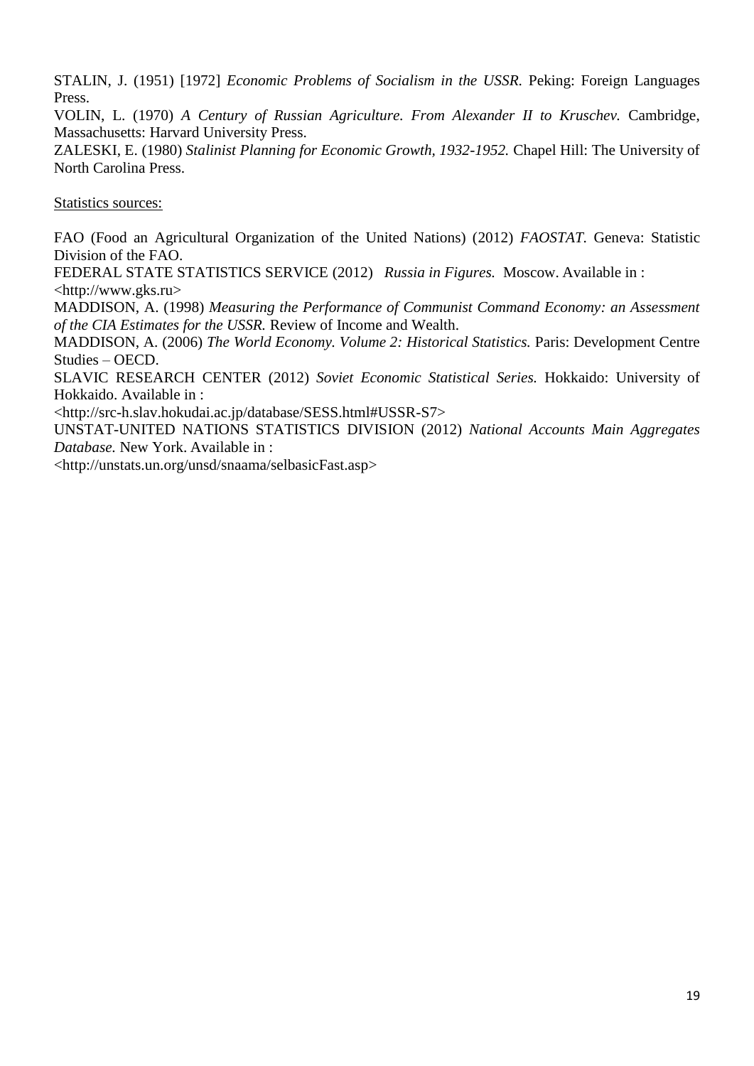STALIN, J. (1951) [1972] *Economic Problems of Socialism in the USSR.* Peking: Foreign Languages Press.

VOLIN, L. (1970) *A Century of Russian Agriculture. From Alexander II to Kruschev.* Cambridge, Massachusetts: Harvard University Press.

ZALESKI, E. (1980) *Stalinist Planning for Economic Growth, 1932-1952.* Chapel Hill: The University of North Carolina Press.

Statistics sources:

FAO (Food an Agricultural Organization of the United Nations) (2012) *FAOSTAT.* Geneva: Statistic Division of the FAO.

FEDERAL STATE STATISTICS SERVICE (2012) *Russia in Figures.* Moscow. Available in : <http://www.gks.ru>

MADDISON, A. (1998) *Measuring the Performance of Communist Command Economy: an Assessment of the CIA Estimates for the USSR.* Review of Income and Wealth.

MADDISON, A. (2006) *The World Economy. Volume 2: Historical Statistics.* Paris: Development Centre Studies – OECD.

SLAVIC RESEARCH CENTER (2012) *Soviet Economic Statistical Series.* Hokkaido: University of Hokkaido. Available in : <http://src-h.slav.hokudai.ac.jp/database/SESS.html#USSR-S7>

UNSTAT-UNITED NATIONS STATISTICS DIVISION (2012) *National Accounts Main Aggregates Database.* New York. Available in : <http://unstats.un.org/unsd/snaama/selbasicFast.asp>